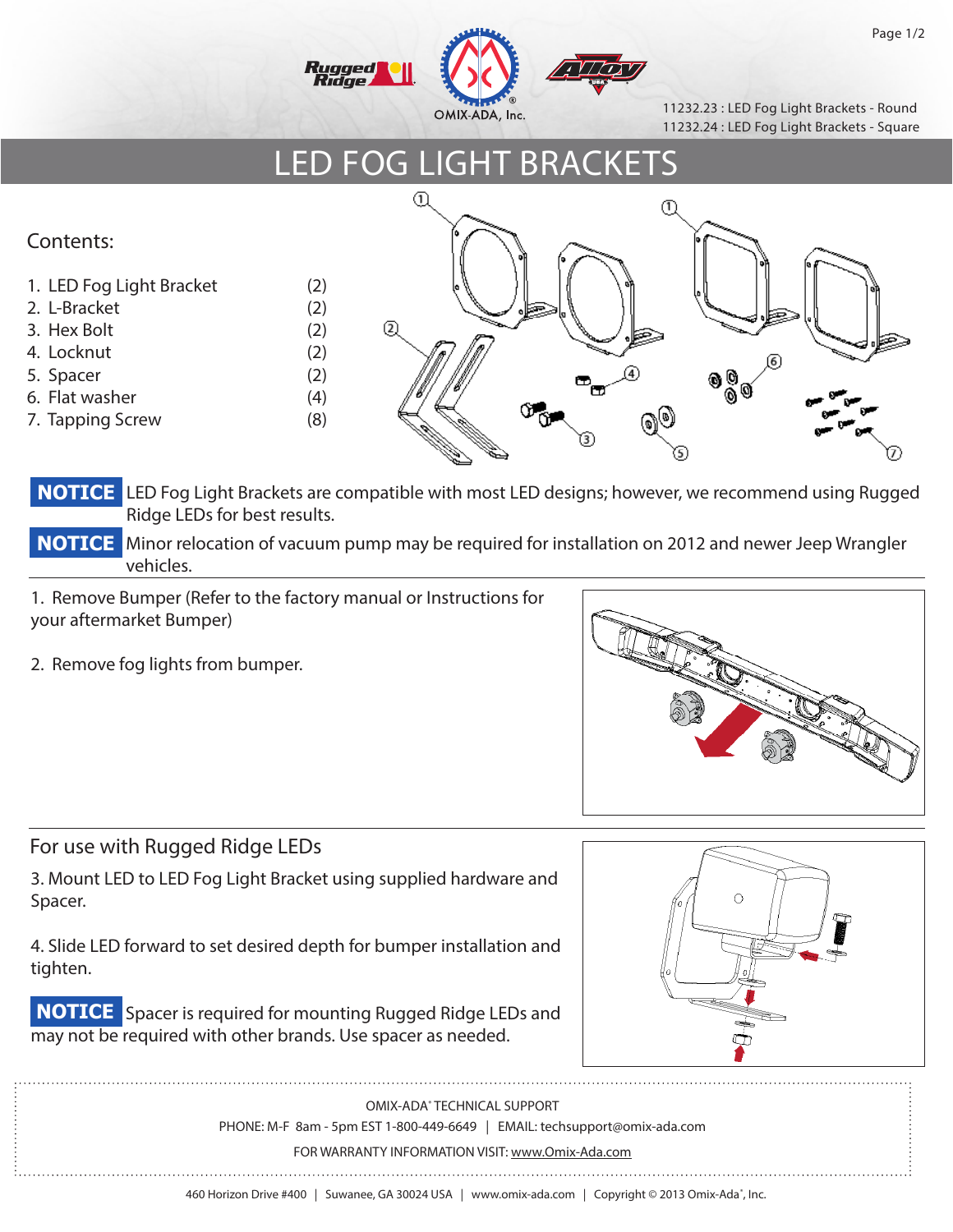11232.23 : LED Fog Light Brackets - Round
11232.24 : LED Fog Light Brackets - Square

# LED FOG LIGHT BRACKETS

## Contents:

| | |
|---|---|
| 1. LED Fog Light Bracket | (2) |
| 2. L-Bracket | (2) |
| 3. Hex Bolt | (2) |
| 4. Locknut | (2) |
| 5. Spacer | (2) |
| 6. Flat washer | (4) |
| 7. Tapping Screw | (8) |

**NOTICE** LED Fog Light Brackets are compatible with most LED designs; however, we recommend using Rugged Ridge LEDs for best results.

**NOTICE** Minor relocation of vacuum pump may be required for installation on 2012 and newer Jeep Wrangler vehicles.

1. Remove Bumper (Refer to the factory manual or Instructions for your aftermarket Bumper)

2. Remove fog lights from bumper.

## For use with Rugged Ridge LEDs

3. Mount LED to LED Fog Light Bracket using supplied hardware and Spacer.

4. Slide LED forward to set desired depth for bumper installation and tighten.

**NOTICE** Spacer is required for mounting Rugged Ridge LEDs and may not be required with other brands. Use spacer as needed.

OMIX-ADA® TECHNICAL SUPPORT

PHONE: M-F 8am - 5pm EST 1-800-449-6649 | EMAIL: techsupport@omix-ada.com

FOR WARRANTY INFORMATION VISIT: www.Omix-Ada.com

460 Horizon Drive #400 | Suwanee, GA 30024 USA | www.omix-ada.com | Copyright © 2013 Omix-Ada®, Inc.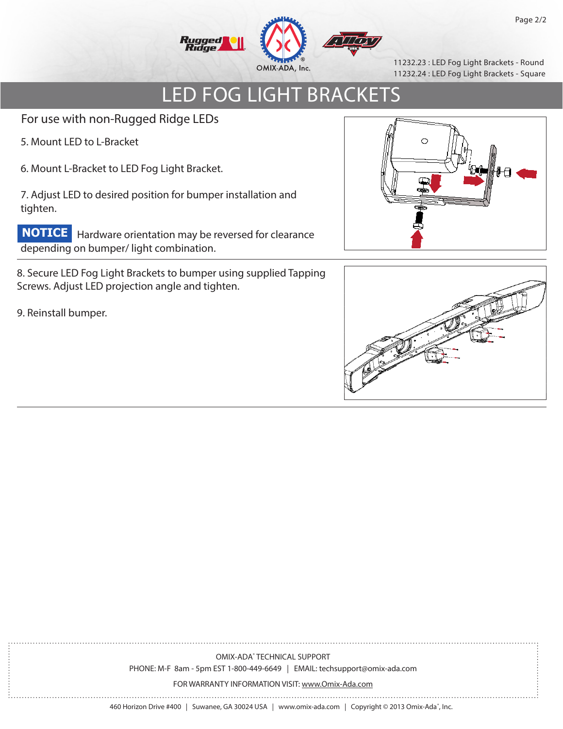11232.23 : LED Fog Light Brackets - Round
11232.24 : LED Fog Light Brackets - Square

# LED FOG LIGHT BRACKETS

## For use with non-Rugged Ridge LEDs

5. Mount LED to L-Bracket

6. Mount L-Bracket to LED Fog Light Bracket.

7. Adjust LED to desired position for bumper installation and tighten.

**NOTICE** Hardware orientation may be reversed for clearance depending on bumper/ light combination.

8. Secure LED Fog Light Brackets to bumper using supplied Tapping Screws. Adjust LED projection angle and tighten.

9. Reinstall bumper.

OMIX-ADA® TECHNICAL SUPPORT
PHONE: M-F 8am - 5pm EST 1-800-449-6649 | EMAIL: techsupport@omix-ada.com

FOR WARRANTY INFORMATION VISIT: www.Omix-Ada.com

460 Horizon Drive #400 | Suwanee, GA 30024 USA | www.omix-ada.com | Copyright © 2013 Omix-Ada®, Inc.